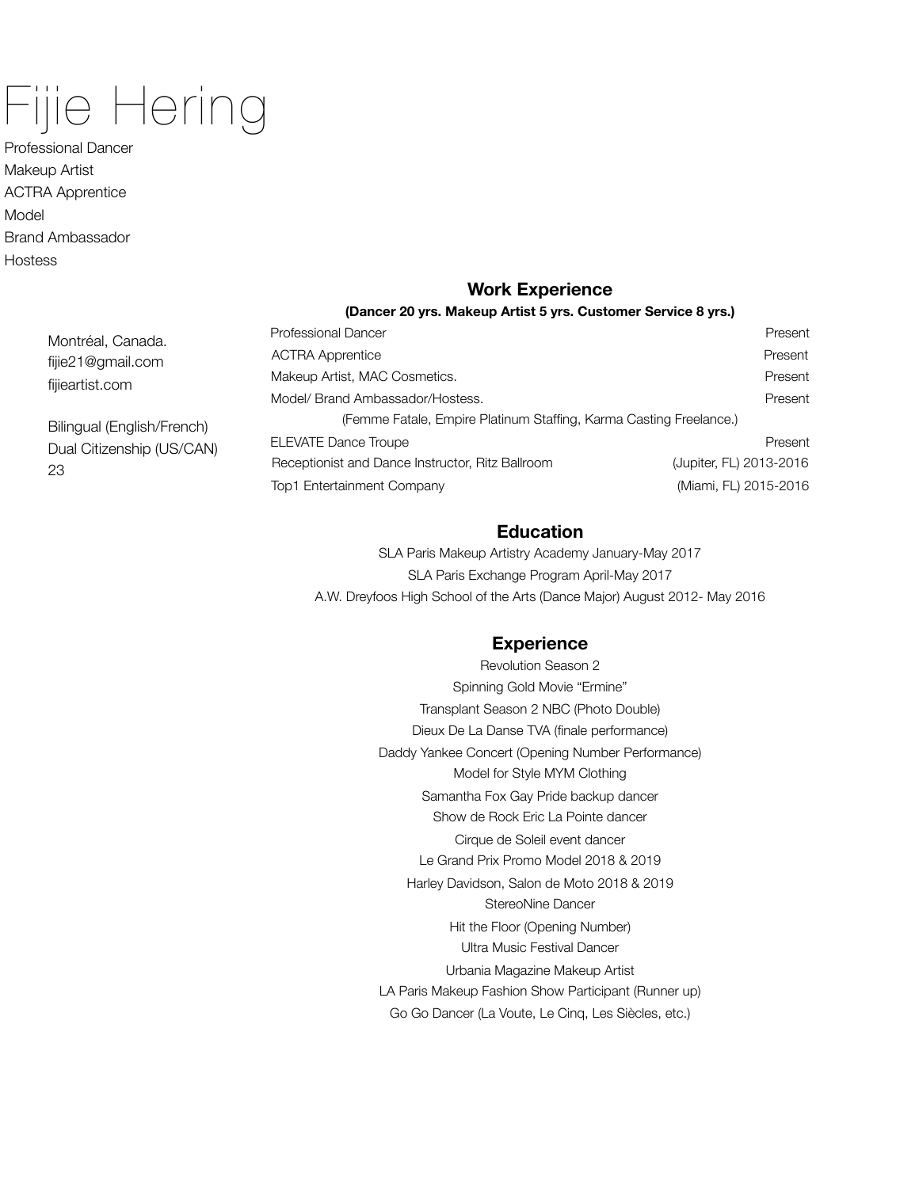# Fijie Hering

Professional Dancer
Makeup Artist
ACTRA Apprentice
Model
Brand Ambassador
Hostess

Montréal, Canada.
fijie21@gmail.com
fijieartist.com

Bilingual (English/French)
Dual Citizenship (US/CAN)
23

## Work Experience

**(Dancer 20 yrs. Makeup Artist 5 yrs. Customer Service 8 yrs.)**

| | |
|---|---|
| Professional Dancer | Present |
| ACTRA Apprentice | Present |
| Makeup Artist, MAC Cosmetics. | Present |
| Model/ Brand Ambassador/Hostess. | Present |
| (Femme Fatale, Empire Platinum Staffing, Karma Casting Freelance.) | |
| ELEVATE Dance Troupe | Present |
| Receptionist and Dance Instructor, Ritz Ballroom | (Jupiter, FL) 2013-2016 |
| Top1 Entertainment Company | (Miami, FL) 2015-2016 |

## Education

SLA Paris Makeup Artistry Academy January-May 2017
SLA Paris Exchange Program April-May 2017
A.W. Dreyfoos High School of the Arts (Dance Major) August 2012- May 2016

## Experience

Revolution Season 2
Spinning Gold Movie “Ermine”
Transplant Season 2 NBC (Photo Double)
Dieux De La Danse TVA (finale performance)
Daddy Yankee Concert (Opening Number Performance)
Model for Style MYM Clothing
Samantha Fox Gay Pride backup dancer
Show de Rock Eric La Pointe dancer
Cirque de Soleil event dancer
Le Grand Prix Promo Model 2018 & 2019
Harley Davidson, Salon de Moto 2018 & 2019
StereoNine Dancer
Hit the Floor (Opening Number)
Ultra Music Festival Dancer
Urbania Magazine Makeup Artist
LA Paris Makeup Fashion Show Participant (Runner up)
Go Go Dancer (La Voute, Le Cinq, Les Siècles, etc.)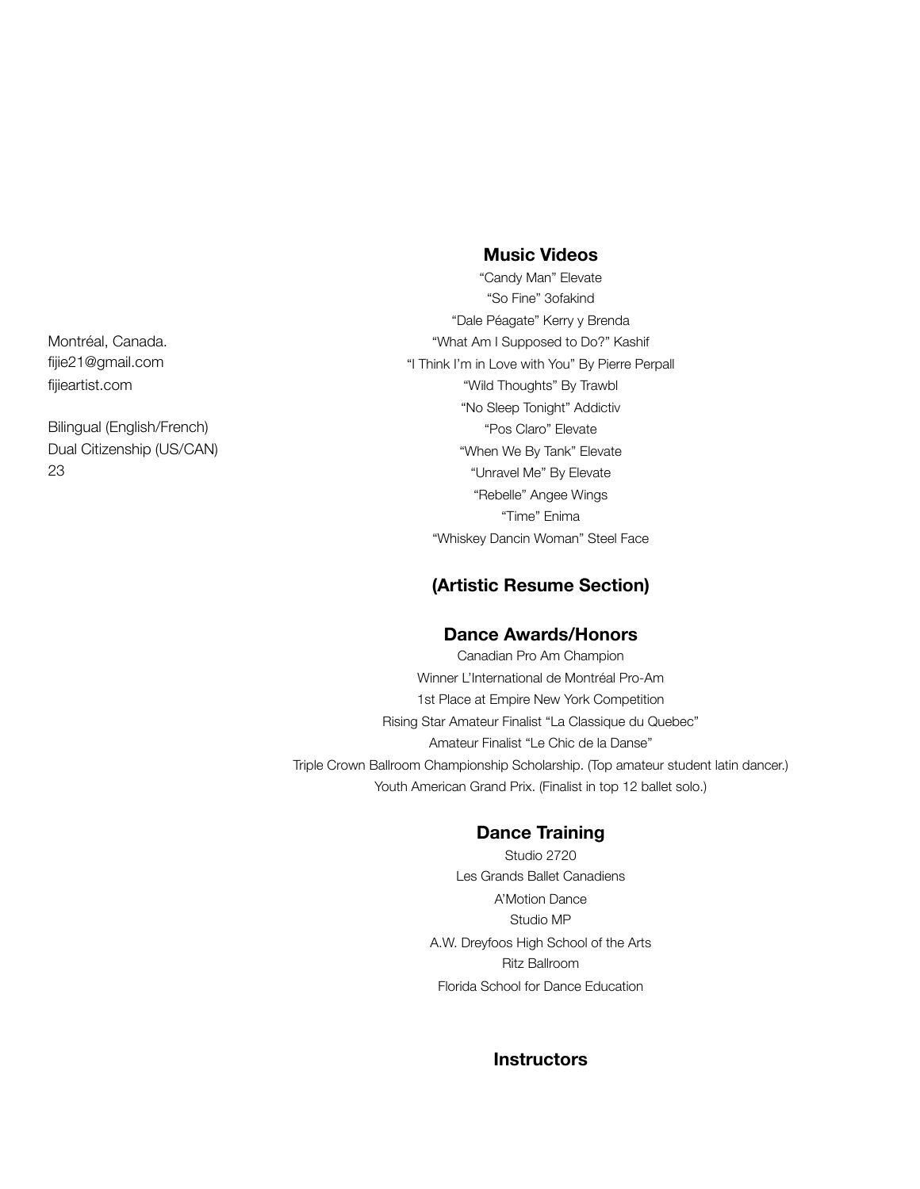Montréal, Canada.
fijie21@gmail.com
fijieartist.com

Bilingual (English/French)
Dual Citizenship (US/CAN)
23

## Music Videos

"Candy Man" Elevate
"So Fine" 3ofakind
"Dale Péagate" Kerry y Brenda
"What Am I Supposed to Do?" Kashif
"I Think I'm in Love with You" By Pierre Perpall
"Wild Thoughts" By Trawbl
"No Sleep Tonight" Addictiv
"Pos Claro" Elevate
"When We By Tank" Elevate
"Unravel Me" By Elevate
"Rebelle" Angee Wings
"Time" Enima
"Whiskey Dancin Woman" Steel Face

## (Artistic Resume Section)

## Dance Awards/Honors

Canadian Pro Am Champion
Winner L'International de Montréal Pro-Am
1st Place at Empire New York Competition
Rising Star Amateur Finalist "La Classique du Quebec"
Amateur Finalist "Le Chic de la Danse"
Triple Crown Ballroom Championship Scholarship. (Top amateur student latin dancer.)
Youth American Grand Prix. (Finalist in top 12 ballet solo.)

## Dance Training

Studio 2720
Les Grands Ballet Canadiens
A'Motion Dance
Studio MP
A.W. Dreyfoos High School of the Arts
Ritz Ballroom
Florida School for Dance Education

## Instructors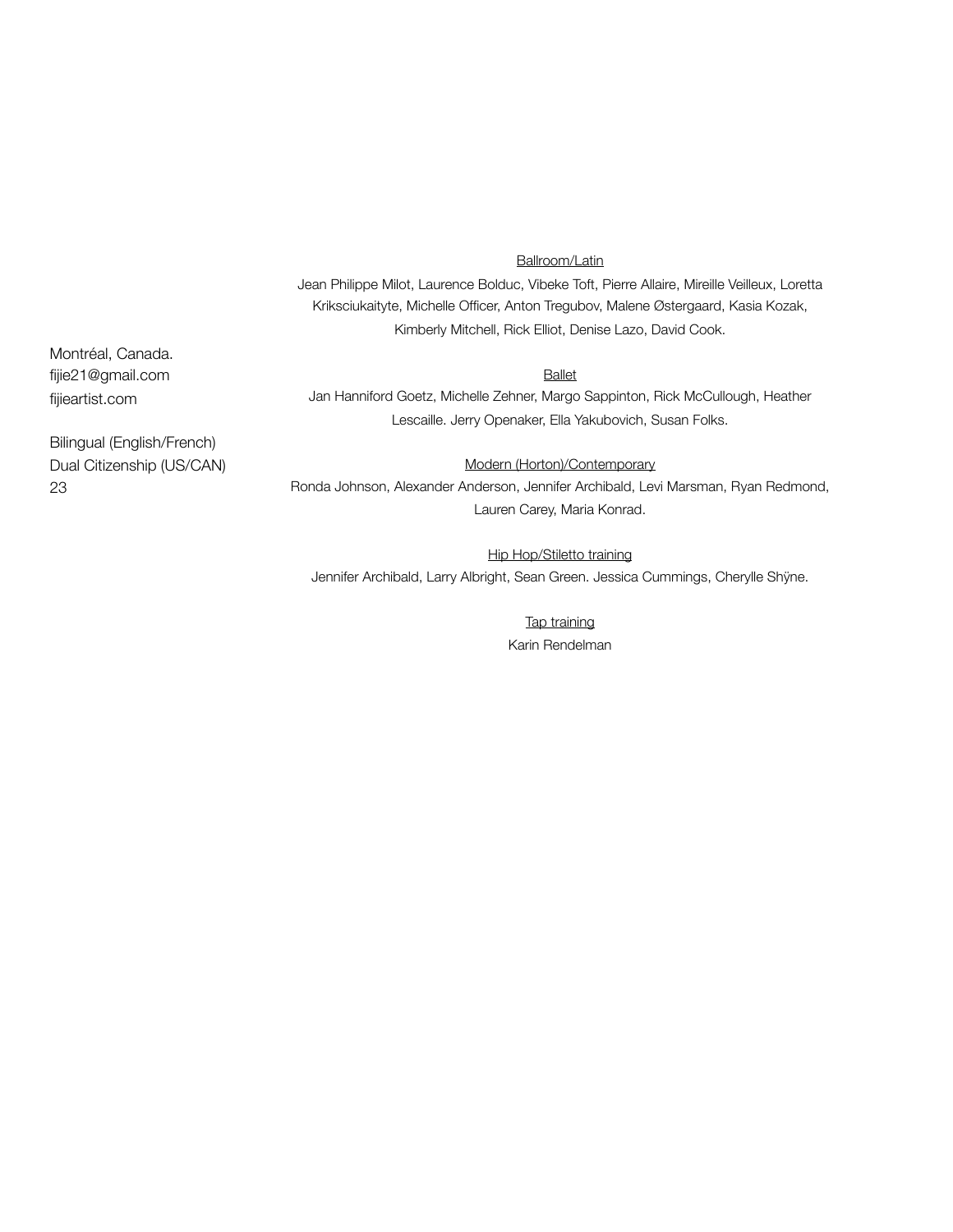Montréal, Canada.
fijie21@gmail.com
fijieartist.com

Bilingual (English/French)
Dual Citizenship (US/CAN)
23

Ballroom/Latin

Jean Philippe Milot, Laurence Bolduc, Vibeke Toft, Pierre Allaire, Mireille Veilleux, Loretta Kriksciukaityte, Michelle Officer, Anton Tregubov, Malene Østergaard, Kasia Kozak, Kimberly Mitchell, Rick Elliot, Denise Lazo, David Cook.

Ballet

Jan Hanniford Goetz, Michelle Zehner, Margo Sappinton, Rick McCullough, Heather Lescaille. Jerry Openaker, Ella Yakubovich, Susan Folks.

Modern (Horton)/Contemporary

Ronda Johnson, Alexander Anderson, Jennifer Archibald, Levi Marsman, Ryan Redmond, Lauren Carey, Maria Konrad.

Hip Hop/Stiletto training

Jennifer Archibald, Larry Albright, Sean Green. Jessica Cummings, Cherylle Shÿne.

Tap training

Karin Rendelman